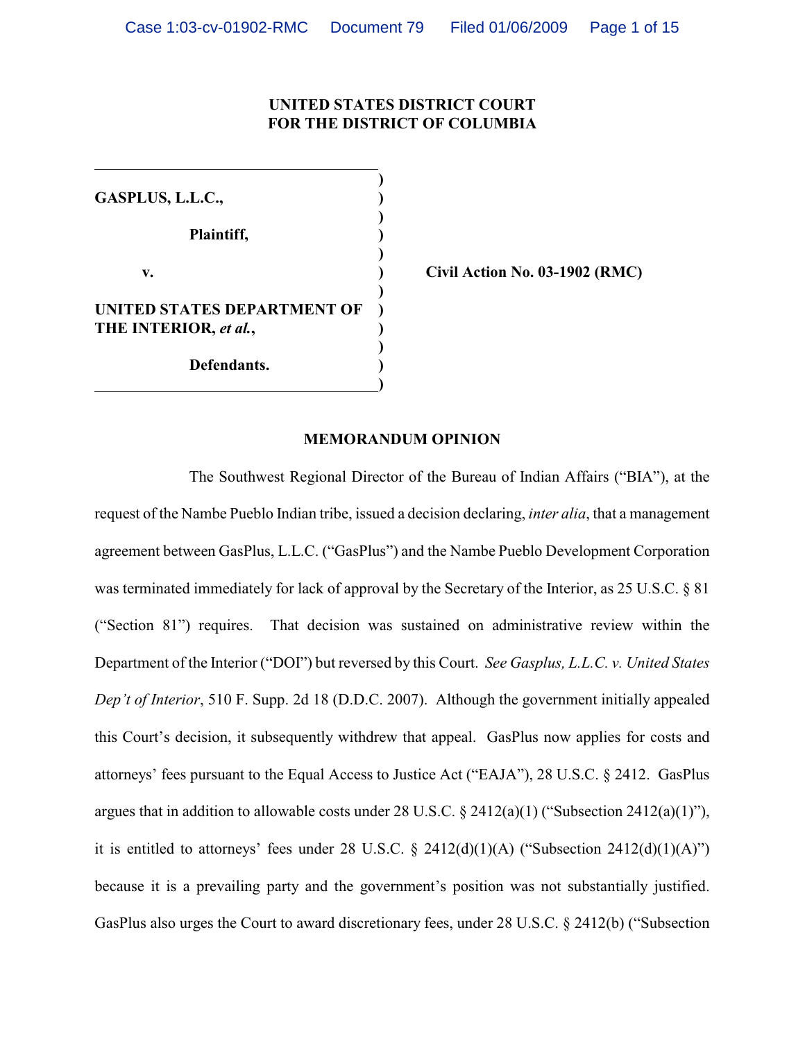**UNITED STATES DISTRICT COURT**
**FOR THE DISTRICT OF COLUMBIA**

| | |
|---|---|
| **GASPLUS, L.L.C.,** <br><br> **Plaintiff,** <br><br> **v.** <br><br> **UNITED STATES DEPARTMENT OF THE INTERIOR, *et al.*,** <br><br> **Defendants.** | **Civil Action No. 03-1902 (RMC)** |

## MEMORANDUM OPINION

The Southwest Regional Director of the Bureau of Indian Affairs ("BIA"), at the request of the Nambe Pueblo Indian tribe, issued a decision declaring, *inter alia*, that a management agreement between GasPlus, L.L.C. ("GasPlus") and the Nambe Pueblo Development Corporation was terminated immediately for lack of approval by the Secretary of the Interior, as 25 U.S.C. § 81 ("Section 81") requires. That decision was sustained on administrative review within the Department of the Interior ("DOI") but reversed by this Court. *See Gasplus, L.L.C. v. United States Dep't of Interior*, 510 F. Supp. 2d 18 (D.D.C. 2007). Although the government initially appealed this Court's decision, it subsequently withdrew that appeal. GasPlus now applies for costs and attorneys' fees pursuant to the Equal Access to Justice Act ("EAJA"), 28 U.S.C. § 2412. GasPlus argues that in addition to allowable costs under 28 U.S.C. § 2412(a)(1) ("Subsection 2412(a)(1)"), it is entitled to attorneys' fees under 28 U.S.C. § 2412(d)(1)(A) ("Subsection 2412(d)(1)(A)") because it is a prevailing party and the government's position was not substantially justified. GasPlus also urges the Court to award discretionary fees, under 28 U.S.C. § 2412(b) ("Subsection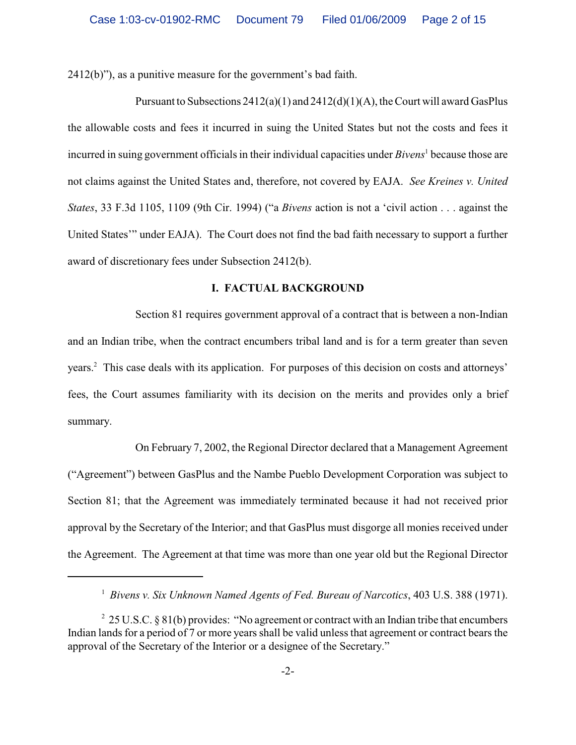2412(b)"), as a punitive measure for the government's bad faith.

Pursuant to Subsections 2412(a)(1) and 2412(d)(1)(A), the Court will award GasPlus the allowable costs and fees it incurred in suing the United States but not the costs and fees it incurred in suing government officials in their individual capacities under *Bivens*[1] because those are not claims against the United States and, therefore, not covered by EAJA. *See Kreines v. United States*, 33 F.3d 1105, 1109 (9th Cir. 1994) ("a *Bivens* action is not a 'civil action . . . against the United States'" under EAJA). The Court does not find the bad faith necessary to support a further award of discretionary fees under Subsection 2412(b).

## I. FACTUAL BACKGROUND

Section 81 requires government approval of a contract that is between a non-Indian and an Indian tribe, when the contract encumbers tribal land and is for a term greater than seven years.[2] This case deals with its application. For purposes of this decision on costs and attorneys' fees, the Court assumes familiarity with its decision on the merits and provides only a brief summary.

On February 7, 2002, the Regional Director declared that a Management Agreement ("Agreement") between GasPlus and the Nambe Pueblo Development Corporation was subject to Section 81; that the Agreement was immediately terminated because it had not received prior approval by the Secretary of the Interior; and that GasPlus must disgorge all monies received under the Agreement. The Agreement at that time was more than one year old but the Regional Director

---

[1] *Bivens v. Six Unknown Named Agents of Fed. Bureau of Narcotics*, 403 U.S. 388 (1971).

[2] 25 U.S.C. § 81(b) provides: "No agreement or contract with an Indian tribe that encumbers Indian lands for a period of 7 or more years shall be valid unless that agreement or contract bears the approval of the Secretary of the Interior or a designee of the Secretary."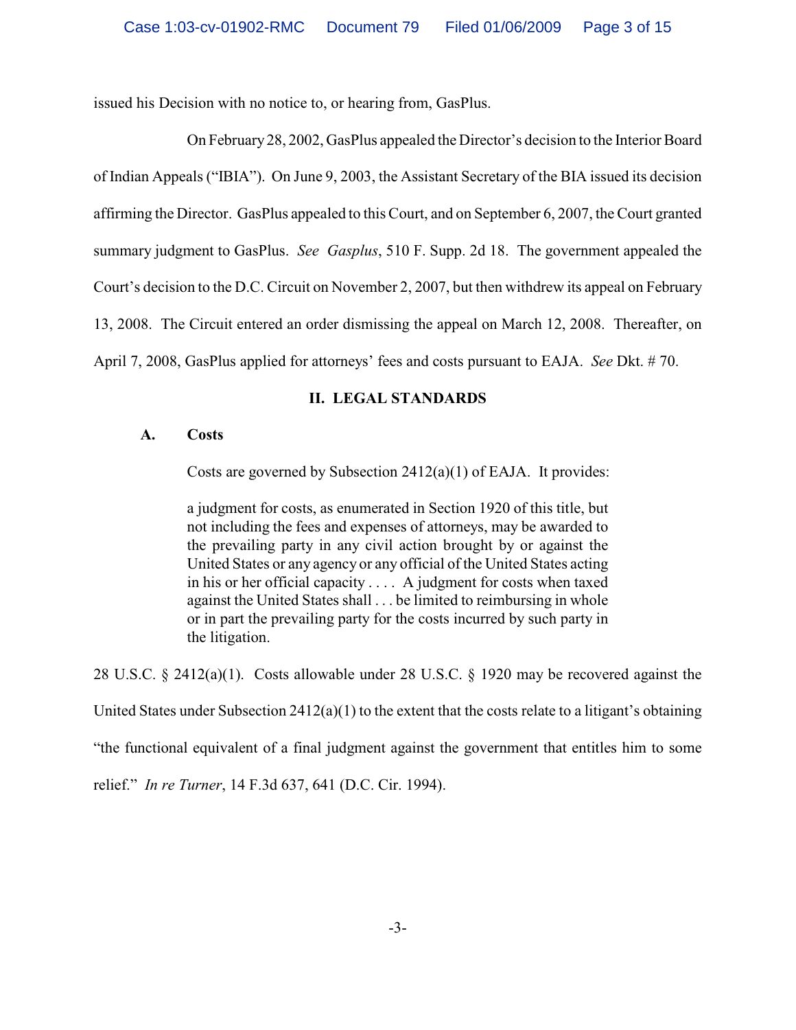issued his Decision with no notice to, or hearing from, GasPlus.

On February 28, 2002, GasPlus appealed the Director's decision to the Interior Board of Indian Appeals ("IBIA"). On June 9, 2003, the Assistant Secretary of the BIA issued its decision affirming the Director. GasPlus appealed to this Court, and on September 6, 2007, the Court granted summary judgment to GasPlus. *See Gasplus*, 510 F. Supp. 2d 18. The government appealed the Court's decision to the D.C. Circuit on November 2, 2007, but then withdrew its appeal on February 13, 2008. The Circuit entered an order dismissing the appeal on March 12, 2008. Thereafter, on April 7, 2008, GasPlus applied for attorneys' fees and costs pursuant to EAJA. *See* Dkt. # 70.

## II. LEGAL STANDARDS

### A. Costs

Costs are governed by Subsection 2412(a)(1) of EAJA. It provides:

> a judgment for costs, as enumerated in Section 1920 of this title, but not including the fees and expenses of attorneys, may be awarded to the prevailing party in any civil action brought by or against the United States or any agency or any official of the United States acting in his or her official capacity . . . . A judgment for costs when taxed against the United States shall . . . be limited to reimbursing in whole or in part the prevailing party for the costs incurred by such party in the litigation.

28 U.S.C. § 2412(a)(1). Costs allowable under 28 U.S.C. § 1920 may be recovered against the United States under Subsection 2412(a)(1) to the extent that the costs relate to a litigant's obtaining "the functional equivalent of a final judgment against the government that entitles him to some relief." *In re Turner*, 14 F.3d 637, 641 (D.C. Cir. 1994).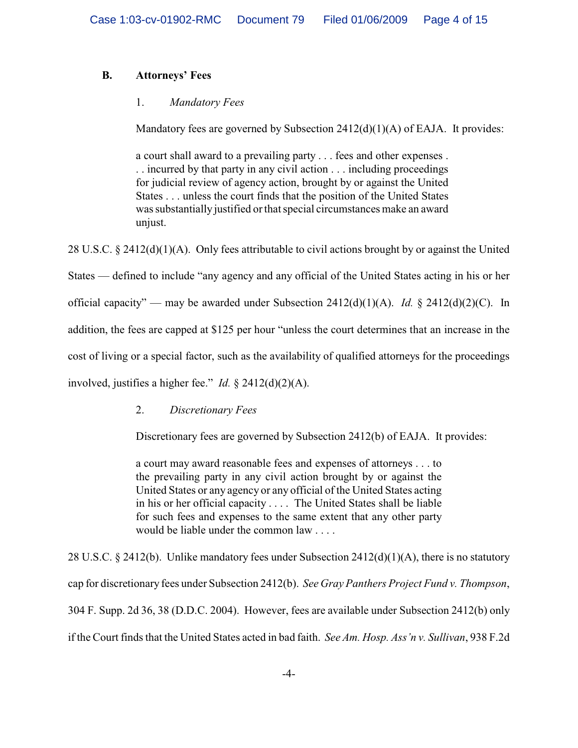### B. Attorneys' Fees

#### 1. *Mandatory Fees*

Mandatory fees are governed by Subsection 2412(d)(1)(A) of EAJA. It provides:

> a court shall award to a prevailing party . . . fees and other expenses . . . incurred by that party in any civil action . . . including proceedings for judicial review of agency action, brought by or against the United States . . . unless the court finds that the position of the United States was substantially justified or that special circumstances make an award unjust.

28 U.S.C. § 2412(d)(1)(A). Only fees attributable to civil actions brought by or against the United States — defined to include "any agency and any official of the United States acting in his or her official capacity" — may be awarded under Subsection 2412(d)(1)(A). *Id.* § 2412(d)(2)(C). In addition, the fees are capped at $125 per hour "unless the court determines that an increase in the cost of living or a special factor, such as the availability of qualified attorneys for the proceedings involved, justifies a higher fee." *Id.* § 2412(d)(2)(A).

#### 2. *Discretionary Fees*

Discretionary fees are governed by Subsection 2412(b) of EAJA. It provides:

> a court may award reasonable fees and expenses of attorneys . . . to the prevailing party in any civil action brought by or against the United States or any agency or any official of the United States acting in his or her official capacity . . . . The United States shall be liable for such fees and expenses to the same extent that any other party would be liable under the common law . . . .

28 U.S.C. § 2412(b). Unlike mandatory fees under Subsection 2412(d)(1)(A), there is no statutory cap for discretionary fees under Subsection 2412(b). *See Gray Panthers Project Fund v. Thompson*, 304 F. Supp. 2d 36, 38 (D.D.C. 2004). However, fees are available under Subsection 2412(b) only if the Court finds that the United States acted in bad faith. *See Am. Hosp. Ass'n v. Sullivan*, 938 F.2d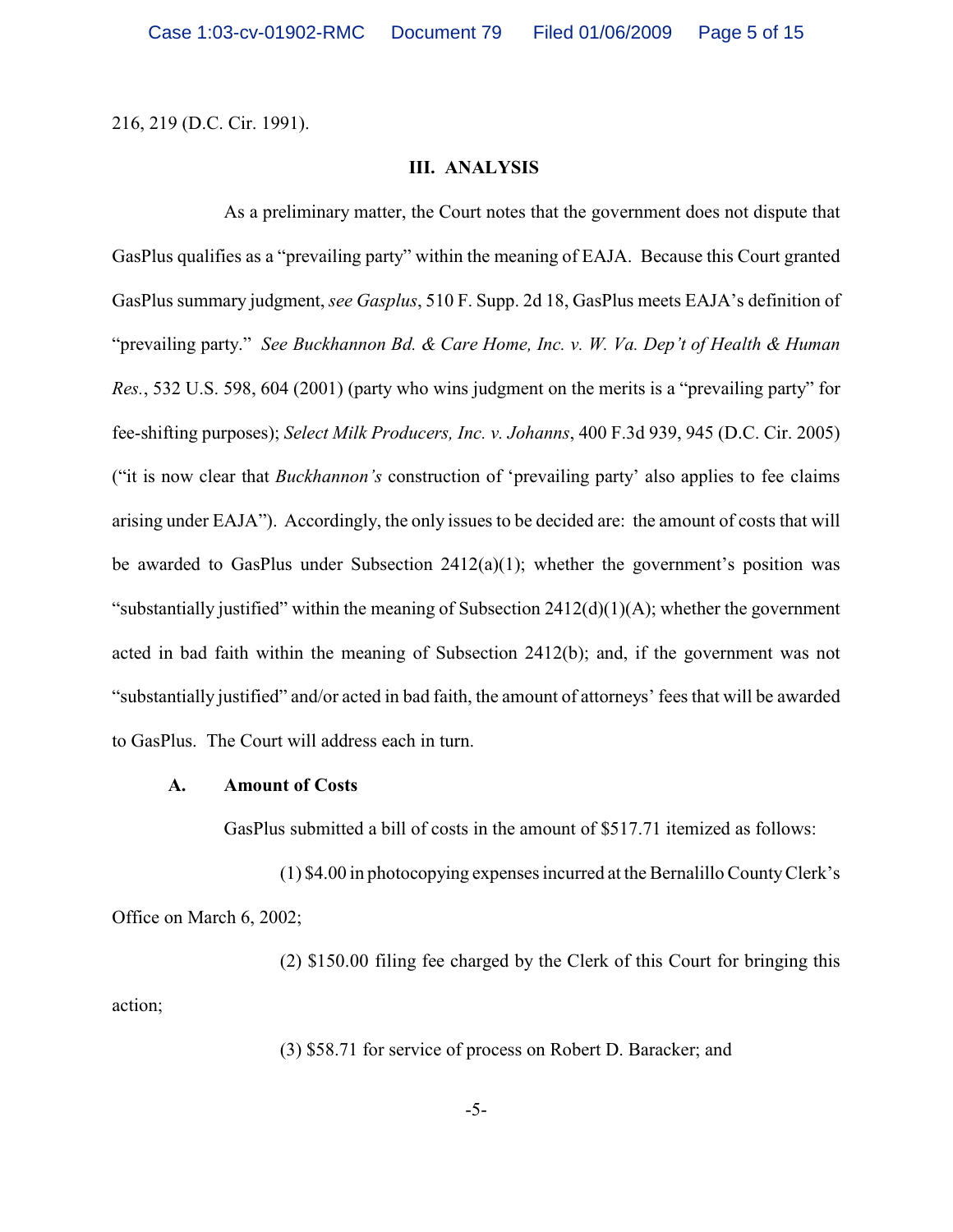216, 219 (D.C. Cir. 1991).

## III. ANALYSIS

As a preliminary matter, the Court notes that the government does not dispute that GasPlus qualifies as a "prevailing party" within the meaning of EAJA. Because this Court granted GasPlus summary judgment, *see Gasplus*, 510 F. Supp. 2d 18, GasPlus meets EAJA's definition of "prevailing party." *See Buckhannon Bd. & Care Home, Inc. v. W. Va. Dep't of Health & Human Res.*, 532 U.S. 598, 604 (2001) (party who wins judgment on the merits is a "prevailing party" for fee-shifting purposes); *Select Milk Producers, Inc. v. Johanns*, 400 F.3d 939, 945 (D.C. Cir. 2005) ("it is now clear that *Buckhannon's* construction of 'prevailing party' also applies to fee claims arising under EAJA"). Accordingly, the only issues to be decided are: the amount of costs that will be awarded to GasPlus under Subsection 2412(a)(1); whether the government's position was "substantially justified" within the meaning of Subsection 2412(d)(1)(A); whether the government acted in bad faith within the meaning of Subsection 2412(b); and, if the government was not "substantially justified" and/or acted in bad faith, the amount of attorneys' fees that will be awarded to GasPlus. The Court will address each in turn.

### A. Amount of Costs

GasPlus submitted a bill of costs in the amount of $517.71 itemized as follows:

(1) $4.00 in photocopying expenses incurred at the Bernalillo County Clerk's Office on March 6, 2002;

(2) $150.00 filing fee charged by the Clerk of this Court for bringing this action;

(3) $58.71 for service of process on Robert D. Baracker; and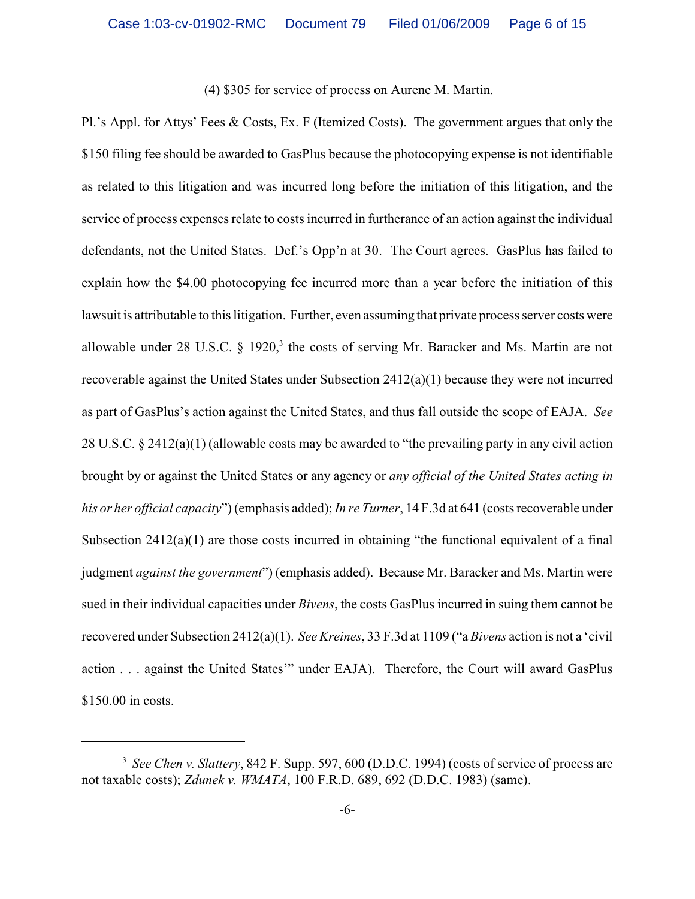(4) $305 for service of process on Aurene M. Martin.

Pl.'s Appl. for Attys' Fees & Costs, Ex. F (Itemized Costs). The government argues that only the $150 filing fee should be awarded to GasPlus because the photocopying expense is not identifiable as related to this litigation and was incurred long before the initiation of this litigation, and the service of process expenses relate to costs incurred in furtherance of an action against the individual defendants, not the United States. Def.'s Opp'n at 30. The Court agrees. GasPlus has failed to explain how the $4.00 photocopying fee incurred more than a year before the initiation of this lawsuit is attributable to this litigation. Further, even assuming that private process server costs were allowable under 28 U.S.C. § 1920,[3] the costs of serving Mr. Baracker and Ms. Martin are not recoverable against the United States under Subsection 2412(a)(1) because they were not incurred as part of GasPlus's action against the United States, and thus fall outside the scope of EAJA. *See* 28 U.S.C. § 2412(a)(1) (allowable costs may be awarded to "the prevailing party in any civil action brought by or against the United States or any agency or *any official of the United States acting in his or her official capacity*") (emphasis added); *In re Turner*, 14 F.3d at 641 (costs recoverable under Subsection 2412(a)(1) are those costs incurred in obtaining "the functional equivalent of a final judgment *against the government*") (emphasis added). Because Mr. Baracker and Ms. Martin were sued in their individual capacities under *Bivens*, the costs GasPlus incurred in suing them cannot be recovered under Subsection 2412(a)(1). *See Kreines*, 33 F.3d at 1109 ("a *Bivens* action is not a 'civil action . . . against the United States'" under EAJA). Therefore, the Court will award GasPlus $150.00 in costs.

---

[3] *See Chen v. Slattery*, 842 F. Supp. 597, 600 (D.D.C. 1994) (costs of service of process are not taxable costs); *Zdunek v. WMATA*, 100 F.R.D. 689, 692 (D.D.C. 1983) (same).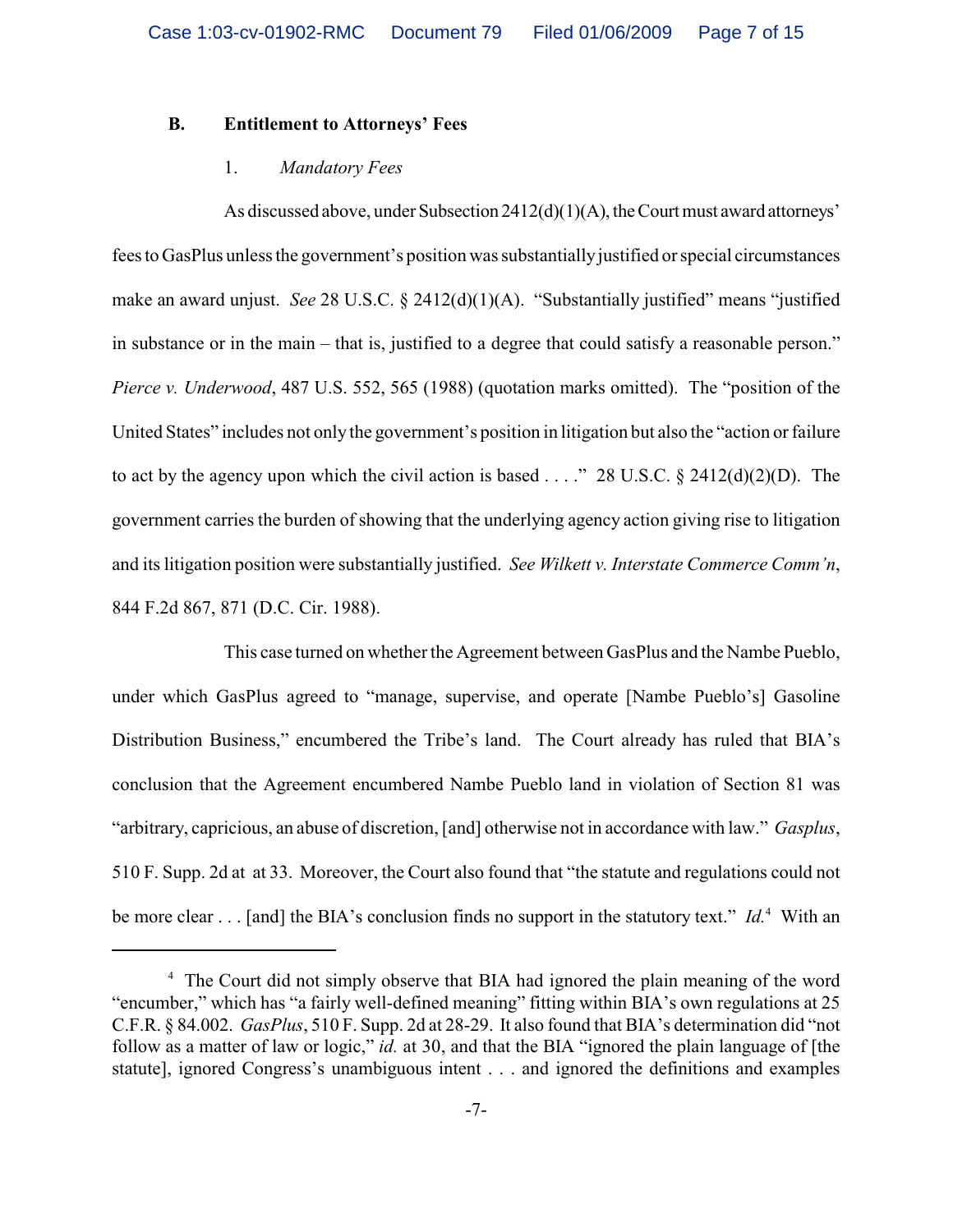### B. Entitlement to Attorneys' Fees

#### 1. *Mandatory Fees*

As discussed above, under Subsection 2412(d)(1)(A), the Court must award attorneys' fees to GasPlus unless the government's position was substantially justified or special circumstances make an award unjust. *See* 28 U.S.C. § 2412(d)(1)(A). "Substantially justified" means "justified in substance or in the main – that is, justified to a degree that could satisfy a reasonable person." *Pierce v. Underwood*, 487 U.S. 552, 565 (1988) (quotation marks omitted). The "position of the United States" includes not only the government's position in litigation but also the "action or failure to act by the agency upon which the civil action is based . . . ." 28 U.S.C. § 2412(d)(2)(D). The government carries the burden of showing that the underlying agency action giving rise to litigation and its litigation position were substantially justified. *See Wilkett v. Interstate Commerce Comm'n*, 844 F.2d 867, 871 (D.C. Cir. 1988).

This case turned on whether the Agreement between GasPlus and the Nambe Pueblo, under which GasPlus agreed to "manage, supervise, and operate [Nambe Pueblo's] Gasoline Distribution Business," encumbered the Tribe's land. The Court already has ruled that BIA's conclusion that the Agreement encumbered Nambe Pueblo land in violation of Section 81 was "arbitrary, capricious, an abuse of discretion, [and] otherwise not in accordance with law." *Gasplus*, 510 F. Supp. 2d at at 33. Moreover, the Court also found that "the statute and regulations could not be more clear . . . [and] the BIA's conclusion finds no support in the statutory text." *Id.*[4] With an

---

[4] The Court did not simply observe that BIA had ignored the plain meaning of the word "encumber," which has "a fairly well-defined meaning" fitting within BIA's own regulations at 25 C.F.R. § 84.002. *GasPlus*, 510 F. Supp. 2d at 28-29. It also found that BIA's determination did "not follow as a matter of law or logic," *id.* at 30, and that the BIA "ignored the plain language of [the statute], ignored Congress's unambiguous intent . . . and ignored the definitions and examples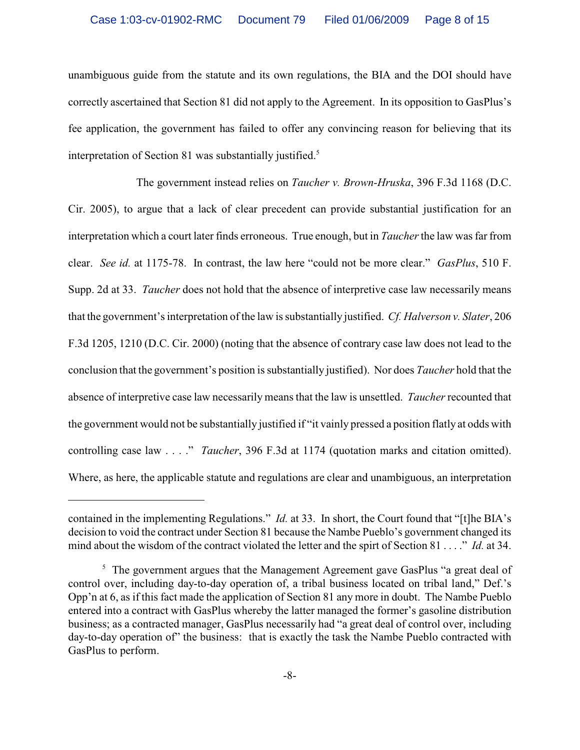unambiguous guide from the statute and its own regulations, the BIA and the DOI should have correctly ascertained that Section 81 did not apply to the Agreement. In its opposition to GasPlus's fee application, the government has failed to offer any convincing reason for believing that its interpretation of Section 81 was substantially justified.[5]

The government instead relies on *Taucher v. Brown-Hruska*, 396 F.3d 1168 (D.C. Cir. 2005), to argue that a lack of clear precedent can provide substantial justification for an interpretation which a court later finds erroneous. True enough, but in *Taucher* the law was far from clear. *See id.* at 1175-78. In contrast, the law here "could not be more clear." *GasPlus*, 510 F. Supp. 2d at 33. *Taucher* does not hold that the absence of interpretive case law necessarily means that the government's interpretation of the law is substantially justified. *Cf. Halverson v. Slater*, 206 F.3d 1205, 1210 (D.C. Cir. 2000) (noting that the absence of contrary case law does not lead to the conclusion that the government's position is substantially justified). Nor does *Taucher* hold that the absence of interpretive case law necessarily means that the law is unsettled. *Taucher* recounted that the government would not be substantially justified if "it vainly pressed a position flatly at odds with controlling case law . . . ." *Taucher*, 396 F.3d at 1174 (quotation marks and citation omitted). Where, as here, the applicable statute and regulations are clear and unambiguous, an interpretation

---

contained in the implementing Regulations." *Id.* at 33. In short, the Court found that "[t]he BIA's decision to void the contract under Section 81 because the Nambe Pueblo's government changed its mind about the wisdom of the contract violated the letter and the spirt of Section 81 . . . ." *Id.* at 34.

[5] The government argues that the Management Agreement gave GasPlus "a great deal of control over, including day-to-day operation of, a tribal business located on tribal land," Def.'s Opp'n at 6, as if this fact made the application of Section 81 any more in doubt. The Nambe Pueblo entered into a contract with GasPlus whereby the latter managed the former's gasoline distribution business; as a contracted manager, GasPlus necessarily had "a great deal of control over, including day-to-day operation of" the business: that is exactly the task the Nambe Pueblo contracted with GasPlus to perform.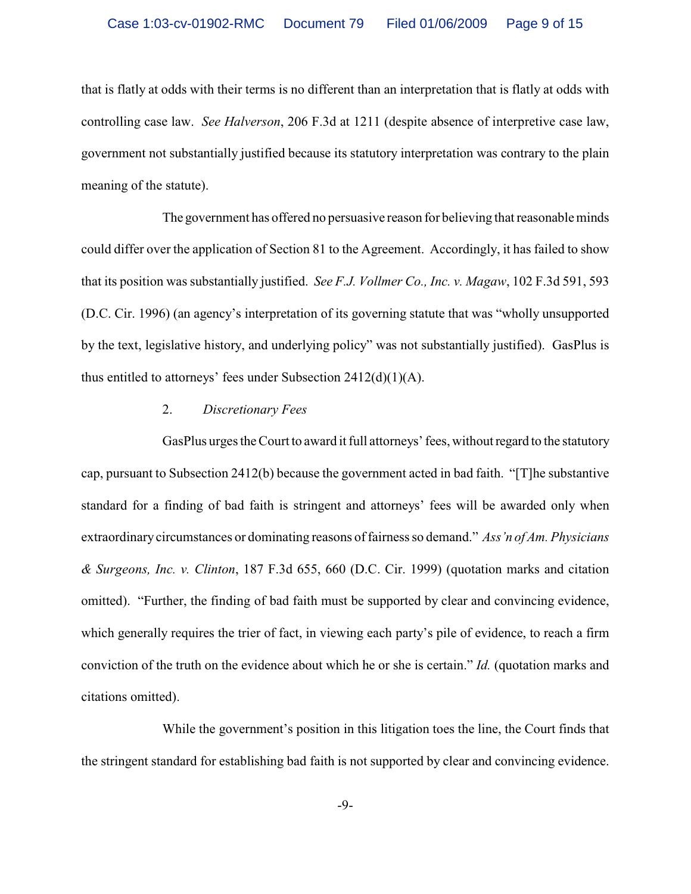that is flatly at odds with their terms is no different than an interpretation that is flatly at odds with controlling case law. *See Halverson*, 206 F.3d at 1211 (despite absence of interpretive case law, government not substantially justified because its statutory interpretation was contrary to the plain meaning of the statute).

The government has offered no persuasive reason for believing that reasonable minds could differ over the application of Section 81 to the Agreement. Accordingly, it has failed to show that its position was substantially justified. *See F.J. Vollmer Co., Inc. v. Magaw*, 102 F.3d 591, 593 (D.C. Cir. 1996) (an agency's interpretation of its governing statute that was "wholly unsupported by the text, legislative history, and underlying policy" was not substantially justified). GasPlus is thus entitled to attorneys' fees under Subsection 2412(d)(1)(A).

2. *Discretionary Fees*

GasPlus urges the Court to award it full attorneys' fees, without regard to the statutory cap, pursuant to Subsection 2412(b) because the government acted in bad faith. "[T]he substantive standard for a finding of bad faith is stringent and attorneys' fees will be awarded only when extraordinary circumstances or dominating reasons of fairness so demand." *Ass'n of Am. Physicians & Surgeons, Inc. v. Clinton*, 187 F.3d 655, 660 (D.C. Cir. 1999) (quotation marks and citation omitted). "Further, the finding of bad faith must be supported by clear and convincing evidence, which generally requires the trier of fact, in viewing each party's pile of evidence, to reach a firm conviction of the truth on the evidence about which he or she is certain." *Id.* (quotation marks and citations omitted).

While the government's position in this litigation toes the line, the Court finds that the stringent standard for establishing bad faith is not supported by clear and convincing evidence.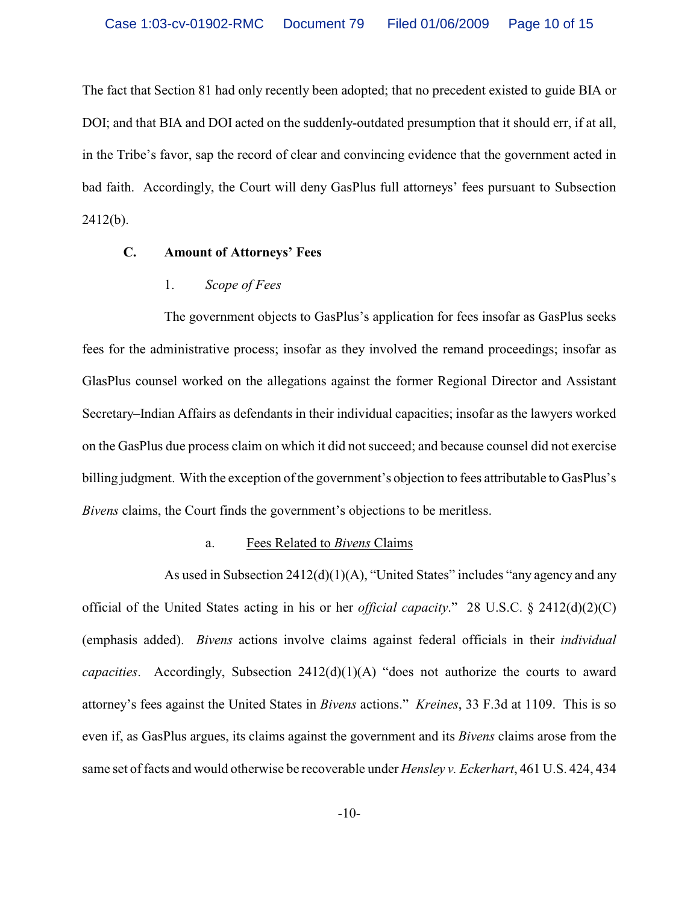The fact that Section 81 had only recently been adopted; that no precedent existed to guide BIA or DOI; and that BIA and DOI acted on the suddenly-outdated presumption that it should err, if at all, in the Tribe's favor, sap the record of clear and convincing evidence that the government acted in bad faith. Accordingly, the Court will deny GasPlus full attorneys' fees pursuant to Subsection 2412(b).

### C. Amount of Attorneys' Fees

#### 1. *Scope of Fees*

The government objects to GasPlus's application for fees insofar as GasPlus seeks fees for the administrative process; insofar as they involved the remand proceedings; insofar as GlasPlus counsel worked on the allegations against the former Regional Director and Assistant Secretary–Indian Affairs as defendants in their individual capacities; insofar as the lawyers worked on the GasPlus due process claim on which it did not succeed; and because counsel did not exercise billing judgment. With the exception of the government's objection to fees attributable to GasPlus's *Bivens* claims, the Court finds the government's objections to be meritless.

##### a. Fees Related to *Bivens* Claims

As used in Subsection 2412(d)(1)(A), "United States" includes "any agency and any official of the United States acting in his or her *official capacity*." 28 U.S.C. § 2412(d)(2)(C) (emphasis added). *Bivens* actions involve claims against federal officials in their *individual capacities*. Accordingly, Subsection 2412(d)(1)(A) "does not authorize the courts to award attorney's fees against the United States in *Bivens* actions." *Kreines*, 33 F.3d at 1109. This is so even if, as GasPlus argues, its claims against the government and its *Bivens* claims arose from the same set of facts and would otherwise be recoverable under *Hensley v. Eckerhart*, 461 U.S. 424, 434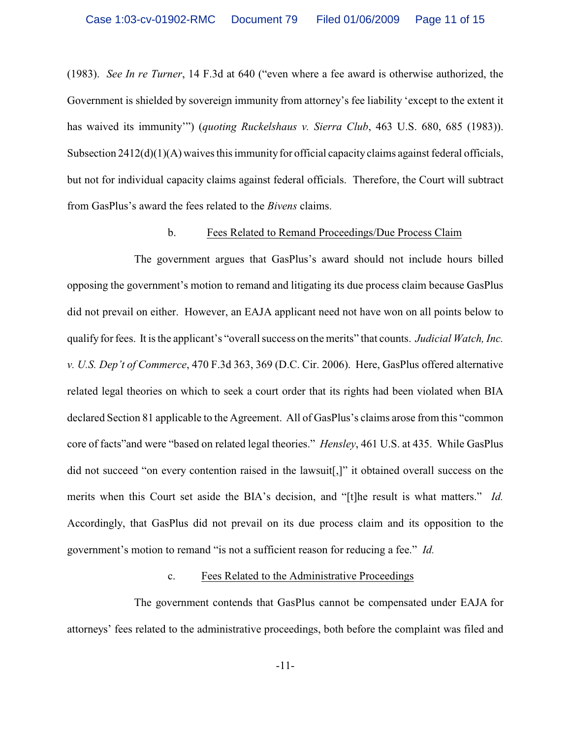(1983). *See In re Turner*, 14 F.3d at 640 ("even where a fee award is otherwise authorized, the Government is shielded by sovereign immunity from attorney's fee liability 'except to the extent it has waived its immunity'") (*quoting Ruckelshaus v. Sierra Club*, 463 U.S. 680, 685 (1983)). Subsection 2412(d)(1)(A) waives this immunity for official capacity claims against federal officials, but not for individual capacity claims against federal officials. Therefore, the Court will subtract from GasPlus's award the fees related to the *Bivens* claims.

b. Fees Related to Remand Proceedings/Due Process Claim

The government argues that GasPlus's award should not include hours billed opposing the government's motion to remand and litigating its due process claim because GasPlus did not prevail on either. However, an EAJA applicant need not have won on all points below to qualify for fees. It is the applicant's "overall success on the merits" that counts. *Judicial Watch, Inc. v. U.S. Dep't of Commerce*, 470 F.3d 363, 369 (D.C. Cir. 2006). Here, GasPlus offered alternative related legal theories on which to seek a court order that its rights had been violated when BIA declared Section 81 applicable to the Agreement. All of GasPlus's claims arose from this "common core of facts"and were "based on related legal theories." *Hensley*, 461 U.S. at 435. While GasPlus did not succeed "on every contention raised in the lawsuit[,]" it obtained overall success on the merits when this Court set aside the BIA's decision, and "[t]he result is what matters." *Id.* Accordingly, that GasPlus did not prevail on its due process claim and its opposition to the government's motion to remand "is not a sufficient reason for reducing a fee." *Id.*

c. Fees Related to the Administrative Proceedings

The government contends that GasPlus cannot be compensated under EAJA for attorneys' fees related to the administrative proceedings, both before the complaint was filed and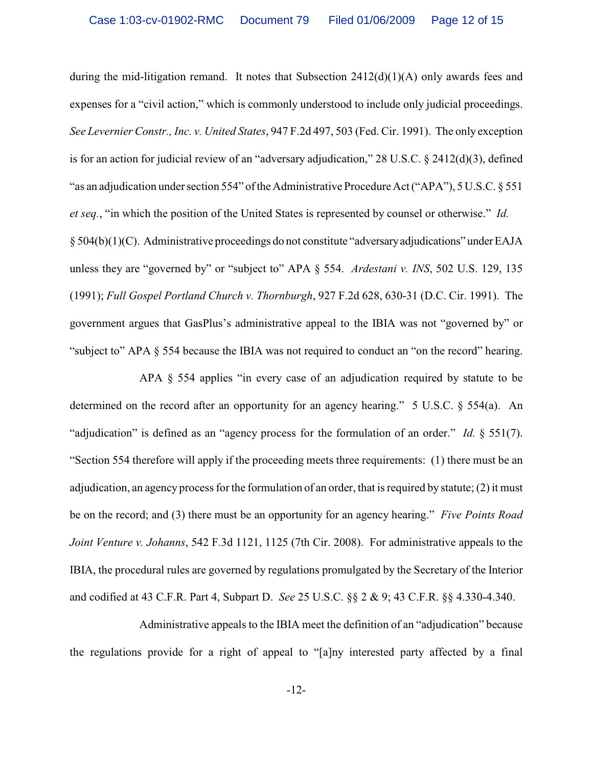during the mid-litigation remand. It notes that Subsection 2412(d)(1)(A) only awards fees and expenses for a "civil action," which is commonly understood to include only judicial proceedings. *See Levernier Constr., Inc. v. United States*, 947 F.2d 497, 503 (Fed. Cir. 1991). The only exception is for an action for judicial review of an "adversary adjudication," 28 U.S.C. § 2412(d)(3), defined "as an adjudication under section 554" of the Administrative Procedure Act ("APA"), 5 U.S.C. § 551 *et seq.*, "in which the position of the United States is represented by counsel or otherwise." *Id.* § 504(b)(1)(C). Administrative proceedings do not constitute "adversary adjudications" under EAJA unless they are "governed by" or "subject to" APA § 554. *Ardestani v. INS*, 502 U.S. 129, 135 (1991); *Full Gospel Portland Church v. Thornburgh*, 927 F.2d 628, 630-31 (D.C. Cir. 1991). The government argues that GasPlus's administrative appeal to the IBIA was not "governed by" or "subject to" APA § 554 because the IBIA was not required to conduct an "on the record" hearing.

APA § 554 applies "in every case of an adjudication required by statute to be determined on the record after an opportunity for an agency hearing." 5 U.S.C. § 554(a). An "adjudication" is defined as an "agency process for the formulation of an order." *Id.* § 551(7). "Section 554 therefore will apply if the proceeding meets three requirements: (1) there must be an adjudication, an agency process for the formulation of an order, that is required by statute; (2) it must be on the record; and (3) there must be an opportunity for an agency hearing." *Five Points Road Joint Venture v. Johanns*, 542 F.3d 1121, 1125 (7th Cir. 2008). For administrative appeals to the IBIA, the procedural rules are governed by regulations promulgated by the Secretary of the Interior and codified at 43 C.F.R. Part 4, Subpart D. *See* 25 U.S.C. §§ 2 & 9; 43 C.F.R. §§ 4.330-4.340.

Administrative appeals to the IBIA meet the definition of an "adjudication" because the regulations provide for a right of appeal to "[a]ny interested party affected by a final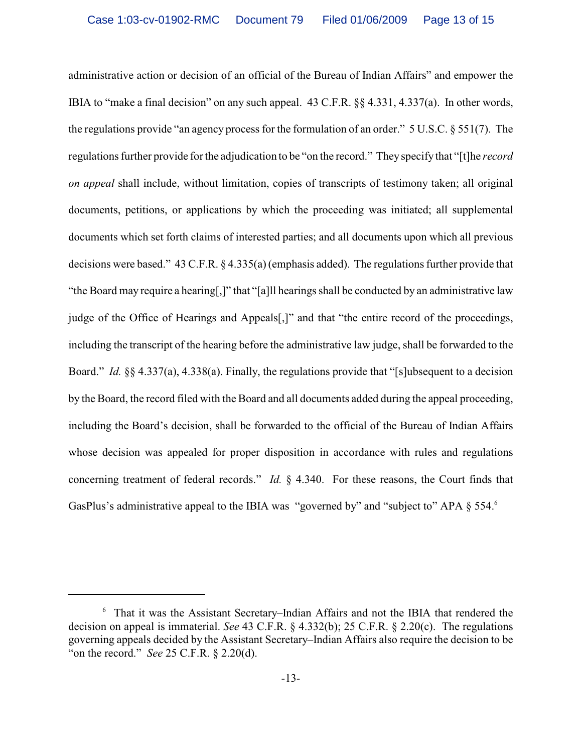administrative action or decision of an official of the Bureau of Indian Affairs" and empower the IBIA to "make a final decision" on any such appeal. 43 C.F.R. §§ 4.331, 4.337(a). In other words, the regulations provide "an agency process for the formulation of an order." 5 U.S.C. § 551(7). The regulations further provide for the adjudication to be "on the record." They specify that "[t]he *record on appeal* shall include, without limitation, copies of transcripts of testimony taken; all original documents, petitions, or applications by which the proceeding was initiated; all supplemental documents which set forth claims of interested parties; and all documents upon which all previous decisions were based." 43 C.F.R. § 4.335(a) (emphasis added). The regulations further provide that "the Board may require a hearing[,]" that "[a]ll hearings shall be conducted by an administrative law judge of the Office of Hearings and Appeals[,]" and that "the entire record of the proceedings, including the transcript of the hearing before the administrative law judge, shall be forwarded to the Board." *Id.* §§ 4.337(a), 4.338(a). Finally, the regulations provide that "[s]ubsequent to a decision by the Board, the record filed with the Board and all documents added during the appeal proceeding, including the Board's decision, shall be forwarded to the official of the Bureau of Indian Affairs whose decision was appealed for proper disposition in accordance with rules and regulations concerning treatment of federal records." *Id.* § 4.340. For these reasons, the Court finds that GasPlus's administrative appeal to the IBIA was "governed by" and "subject to" APA § 554.[6]

---

[6] That it was the Assistant Secretary–Indian Affairs and not the IBIA that rendered the decision on appeal is immaterial. *See* 43 C.F.R. § 4.332(b); 25 C.F.R. § 2.20(c). The regulations governing appeals decided by the Assistant Secretary–Indian Affairs also require the decision to be "on the record." *See* 25 C.F.R. § 2.20(d).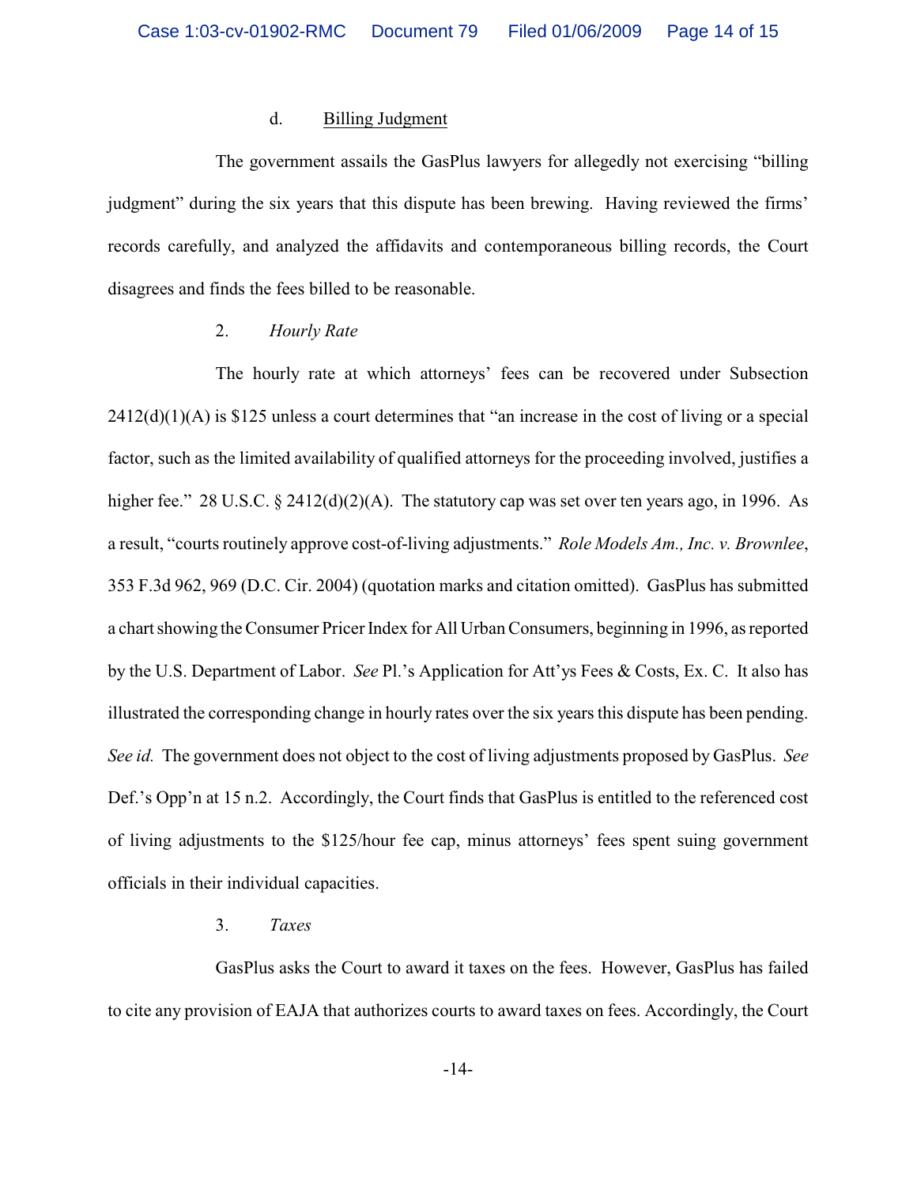d. Billing Judgment

The government assails the GasPlus lawyers for allegedly not exercising "billing judgment" during the six years that this dispute has been brewing. Having reviewed the firms' records carefully, and analyzed the affidavits and contemporaneous billing records, the Court disagrees and finds the fees billed to be reasonable.

2. *Hourly Rate*

The hourly rate at which attorneys' fees can be recovered under Subsection 2412(d)(1)(A) is $125 unless a court determines that "an increase in the cost of living or a special factor, such as the limited availability of qualified attorneys for the proceeding involved, justifies a higher fee." 28 U.S.C. § 2412(d)(2)(A). The statutory cap was set over ten years ago, in 1996. As a result, "courts routinely approve cost-of-living adjustments." *Role Models Am., Inc. v. Brownlee*, 353 F.3d 962, 969 (D.C. Cir. 2004) (quotation marks and citation omitted). GasPlus has submitted a chart showing the Consumer Pricer Index for All Urban Consumers, beginning in 1996, as reported by the U.S. Department of Labor. *See* Pl.'s Application for Att'ys Fees & Costs, Ex. C. It also has illustrated the corresponding change in hourly rates over the six years this dispute has been pending. *See id.* The government does not object to the cost of living adjustments proposed by GasPlus. *See* Def.'s Opp'n at 15 n.2. Accordingly, the Court finds that GasPlus is entitled to the referenced cost of living adjustments to the $125/hour fee cap, minus attorneys' fees spent suing government officials in their individual capacities.

3. *Taxes*

GasPlus asks the Court to award it taxes on the fees. However, GasPlus has failed to cite any provision of EAJA that authorizes courts to award taxes on fees. Accordingly, the Court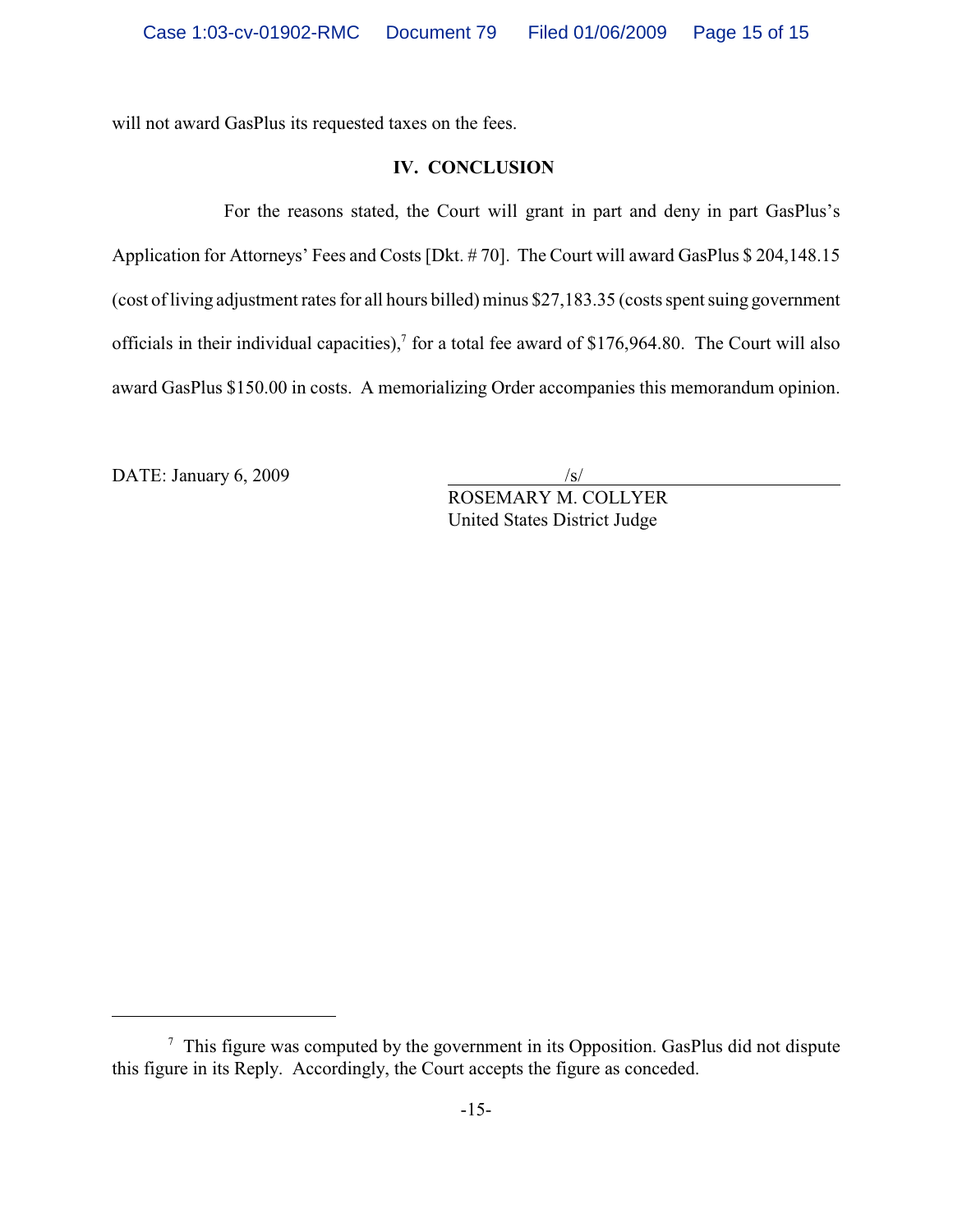will not award GasPlus its requested taxes on the fees.

## IV. CONCLUSION

For the reasons stated, the Court will grant in part and deny in part GasPlus's Application for Attorneys' Fees and Costs [Dkt. # 70]. The Court will award GasPlus $ 204,148.15 (cost of living adjustment rates for all hours billed) minus $27,183.35 (costs spent suing government officials in their individual capacities),[7] for a total fee award of $176,964.80. The Court will also award GasPlus $150.00 in costs. A memorializing Order accompanies this memorandum opinion.

DATE: January 6, 2009

/s/
ROSEMARY M. COLLYER
United States District Judge

---

[7] This figure was computed by the government in its Opposition. GasPlus did not dispute this figure in its Reply. Accordingly, the Court accepts the figure as conceded.